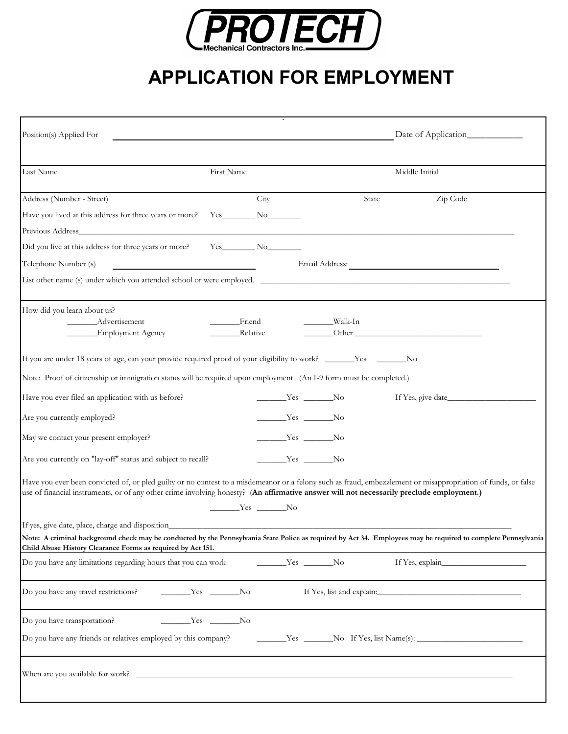**PROTECH**
Mechanical Contractors Inc.

# APPLICATION FOR EMPLOYMENT

Position(s) Applied For ____________________ Date of Application____________

Last Name | First Name | Middle Initial

Address (Number - Street) | City | State | Zip Code

Have you lived at this address for three years or more? Yes________ No________

Previous Address______________________________________________

Did you live at this address for three years or more? Yes________ No________

Telephone Number (s) ____________________ Email Address: ____________________

List other name (s) under which you attended school or were employed. ____________________

How did you learn about us?

_______Advertisement _______Friend _______Walk-In

_______Employment Agency _______Relative _______Other ____________________

If you are under 18 years of age, can your provide required proof of your eligibility to work? _______Yes _______No

Note: Proof of citizenship or immigration status will be required upon employment. (An I-9 form must be completed.)

Have you ever filed an application with us before? _______Yes _______No If Yes, give date____________________

Are you currently employed? _______Yes _______No

May we contact your present employer? _______Yes _______No

Are you currently on "lay-off" status and subject to recall? _______Yes _______No

Have you ever been convicted of, or pled guilty or no contest to a misdemeanor or a felony such as fraud, embezzlement or misappropriation of funds, or false use of financial instruments, or of any other crime involving honesty? **(An affirmative answer will not necessarily preclude employment.)**

_______Yes _______No

If yes, give date, place, charge and disposition____________________

**Note: A criminal background check may be conducted by the Pennsylvania State Police as required by Act 34. Employees may be required to complete Pennsylvania Child Abuse History Clearance Forms as required by Act 151.**

Do you have any limitations regarding hours that you can work _______Yes _______No If Yes, explain____________________

Do you have any travel restrictions? _______Yes _______No If Yes, list and explain:____________________

Do you have transportation? _______Yes _______No

Do you have any friends or relatives employed by this company? _______Yes _______No If Yes, list Name(s): ____________________

When are you available for work? ____________________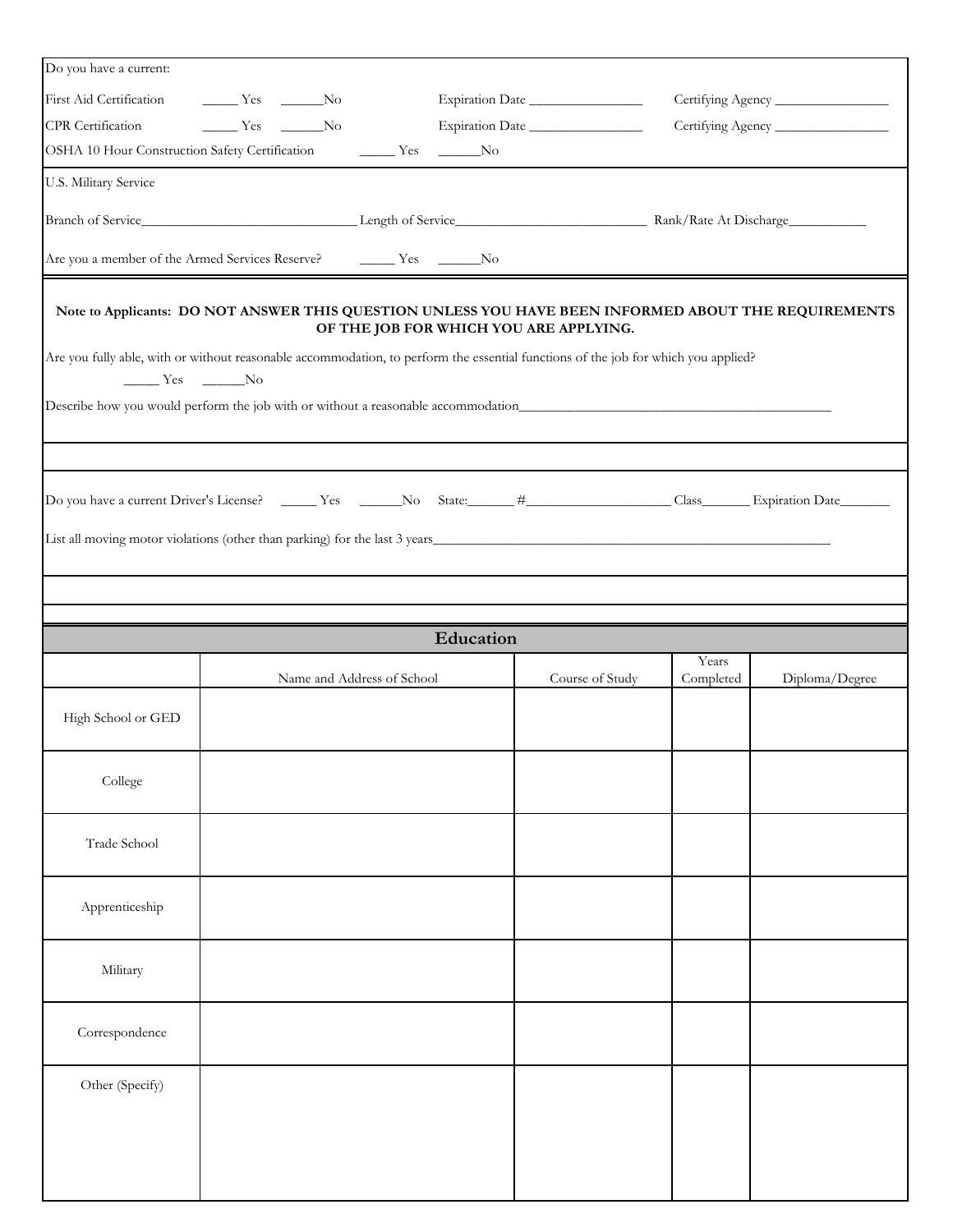Do you have a current:

First Aid Certification _____ Yes ______No Expiration Date ________________ Certifying Agency ________________

CPR Certification _____ Yes ______No Expiration Date ________________ Certifying Agency ________________

OSHA 10 Hour Construction Safety Certification _____ Yes ______No

U.S. Military Service

Branch of Service_______________________________ Length of Service___________________________ Rank/Rate At Discharge___________

Are you a member of the Armed Services Reserve? _____ Yes ______No

**Note to Applicants: DO NOT ANSWER THIS QUESTION UNLESS YOU HAVE BEEN INFORMED ABOUT THE REQUIREMENTS OF THE JOB FOR WHICH YOU ARE APPLYING.**

Are you fully able, with or without reasonable accommodation, to perform the essential functions of the job for which you applied?

_____ Yes ______No

Describe how you would perform the job with or without a reasonable accommodation_____________________________________________

Do you have a current Driver's License? _____ Yes ______No State:______ #____________________ Class_______ Expiration Date_______

List all moving motor violations (other than parking) for the last 3 years_________________________________________________________

## Education

| | Name and Address of School | Course of Study | Years Completed | Diploma/Degree |
|---|---|---|---|---|
| High School or GED | | | | |
| College | | | | |
| Trade School | | | | |
| Apprenticeship | | | | |
| Military | | | | |
| Correspondence | | | | |
| Other (Specify) | | | | |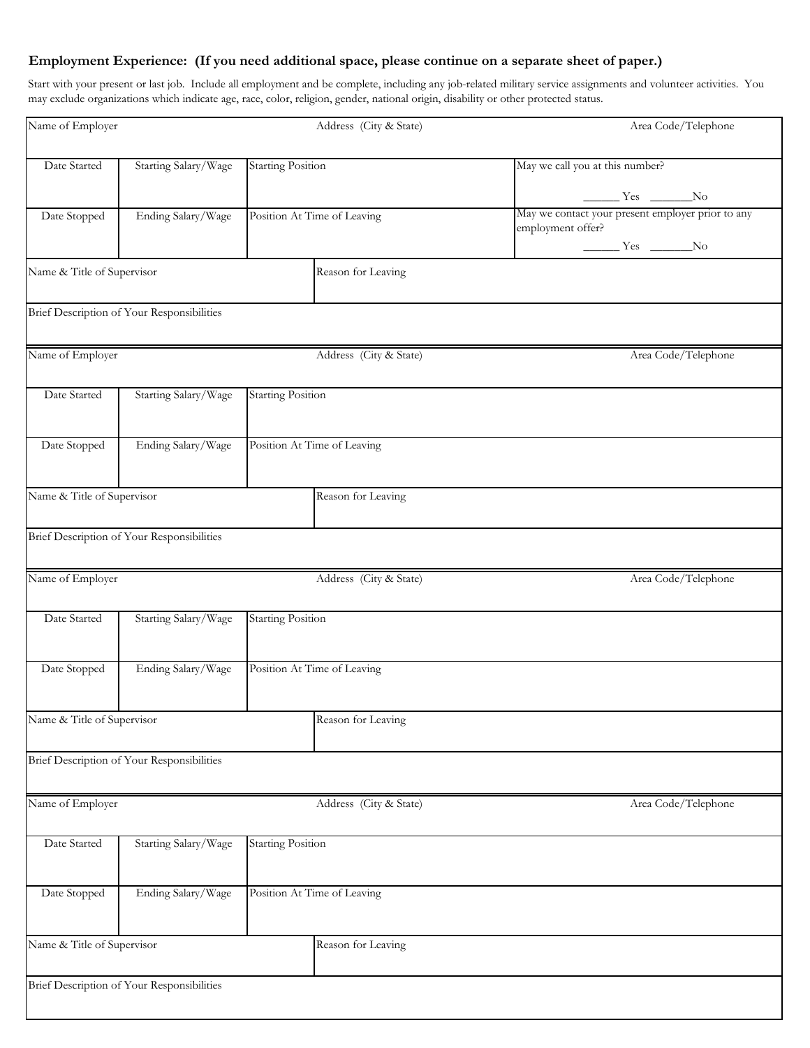**Employment Experience: (If you need additional space, please continue on a separate sheet of paper.)**

Start with your present or last job. Include all employment and be complete, including any job-related military service assignments and volunteer activities. You may exclude organizations which indicate age, race, color, religion, gender, national origin, disability or other protected status.

| Name of Employer | | Address (City & State) | Area Code/Telephone |
|---|---|---|---|
| Date Started | Starting Salary/Wage | Starting Position | May we call you at this number? ______ Yes _______No |
| Date Stopped | Ending Salary/Wage | Position At Time of Leaving | May we contact your present employer prior to any employment offer? ______ Yes _______No |
| Name & Title of Supervisor | | Reason for Leaving | |
| Brief Description of Your Responsibilities | | | |

| Name of Employer | | Address (City & State) | Area Code/Telephone |
|---|---|---|---|
| Date Started | Starting Salary/Wage | Starting Position | |
| Date Stopped | Ending Salary/Wage | Position At Time of Leaving | |
| Name & Title of Supervisor | | Reason for Leaving | |
| Brief Description of Your Responsibilities | | | |

| Name of Employer | | Address (City & State) | Area Code/Telephone |
|---|---|---|---|
| Date Started | Starting Salary/Wage | Starting Position | |
| Date Stopped | Ending Salary/Wage | Position At Time of Leaving | |
| Name & Title of Supervisor | | Reason for Leaving | |
| Brief Description of Your Responsibilities | | | |

| Name of Employer | | Address (City & State) | Area Code/Telephone |
|---|---|---|---|
| Date Started | Starting Salary/Wage | Starting Position | |
| Date Stopped | Ending Salary/Wage | Position At Time of Leaving | |
| Name & Title of Supervisor | | Reason for Leaving | |
| Brief Description of Your Responsibilities | | | |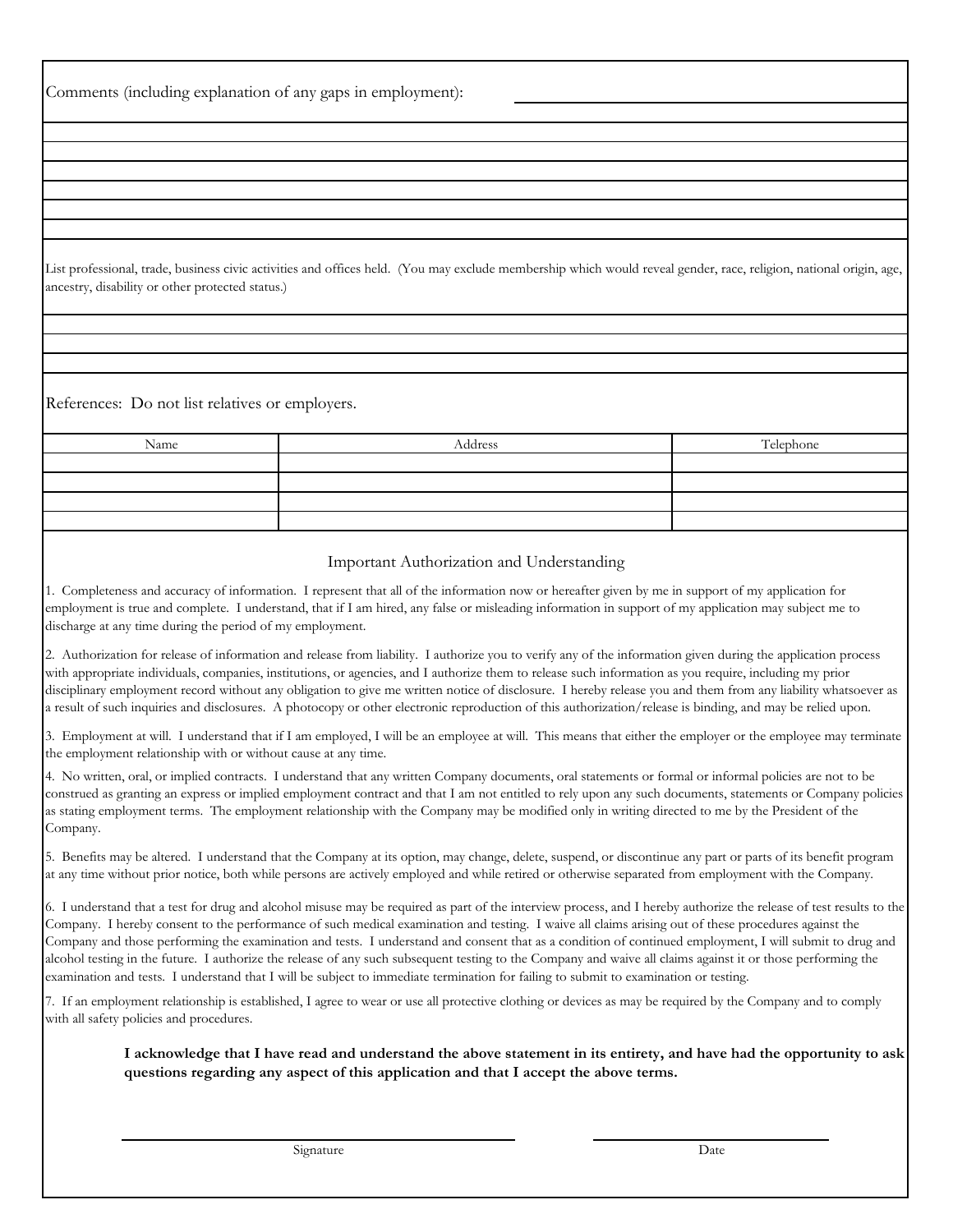Comments (including explanation of any gaps in employment):

List professional, trade, business civic activities and offices held. (You may exclude membership which would reveal gender, race, religion, national origin, age, ancestry, disability or other protected status.)

References: Do not list relatives or employers.

| Name | Address | Telephone |
|---|---|---|
| | | |
| | | |
| | | |
| | | |

## Important Authorization and Understanding

1. Completeness and accuracy of information. I represent that all of the information now or hereafter given by me in support of my application for employment is true and complete. I understand, that if I am hired, any false or misleading information in support of my application may subject me to discharge at any time during the period of my employment.

2. Authorization for release of information and release from liability. I authorize you to verify any of the information given during the application process with appropriate individuals, companies, institutions, or agencies, and I authorize them to release such information as you require, including my prior disciplinary employment record without any obligation to give me written notice of disclosure. I hereby release you and them from any liability whatsoever as a result of such inquiries and disclosures. A photocopy or other electronic reproduction of this authorization/release is binding, and may be relied upon.

3. Employment at will. I understand that if I am employed, I will be an employee at will. This means that either the employer or the employee may terminate the employment relationship with or without cause at any time.

4. No written, oral, or implied contracts. I understand that any written Company documents, oral statements or formal or informal policies are not to be construed as granting an express or implied employment contract and that I am not entitled to rely upon any such documents, statements or Company policies as stating employment terms. The employment relationship with the Company may be modified only in writing directed to me by the President of the Company.

5. Benefits may be altered. I understand that the Company at its option, may change, delete, suspend, or discontinue any part or parts of its benefit program at any time without prior notice, both while persons are actively employed and while retired or otherwise separated from employment with the Company.

6. I understand that a test for drug and alcohol misuse may be required as part of the interview process, and I hereby authorize the release of test results to the Company. I hereby consent to the performance of such medical examination and testing. I waive all claims arising out of these procedures against the Company and those performing the examination and tests. I understand and consent that as a condition of continued employment, I will submit to drug and alcohol testing in the future. I authorize the release of any such subsequent testing to the Company and waive all claims against it or those performing the examination and tests. I understand that I will be subject to immediate termination for failing to submit to examination or testing.

7. If an employment relationship is established, I agree to wear or use all protective clothing or devices as may be required by the Company and to comply with all safety policies and procedures.

**I acknowledge that I have read and understand the above statement in its entirety, and have had the opportunity to ask questions regarding any aspect of this application and that I accept the above terms.**

Signature

Date